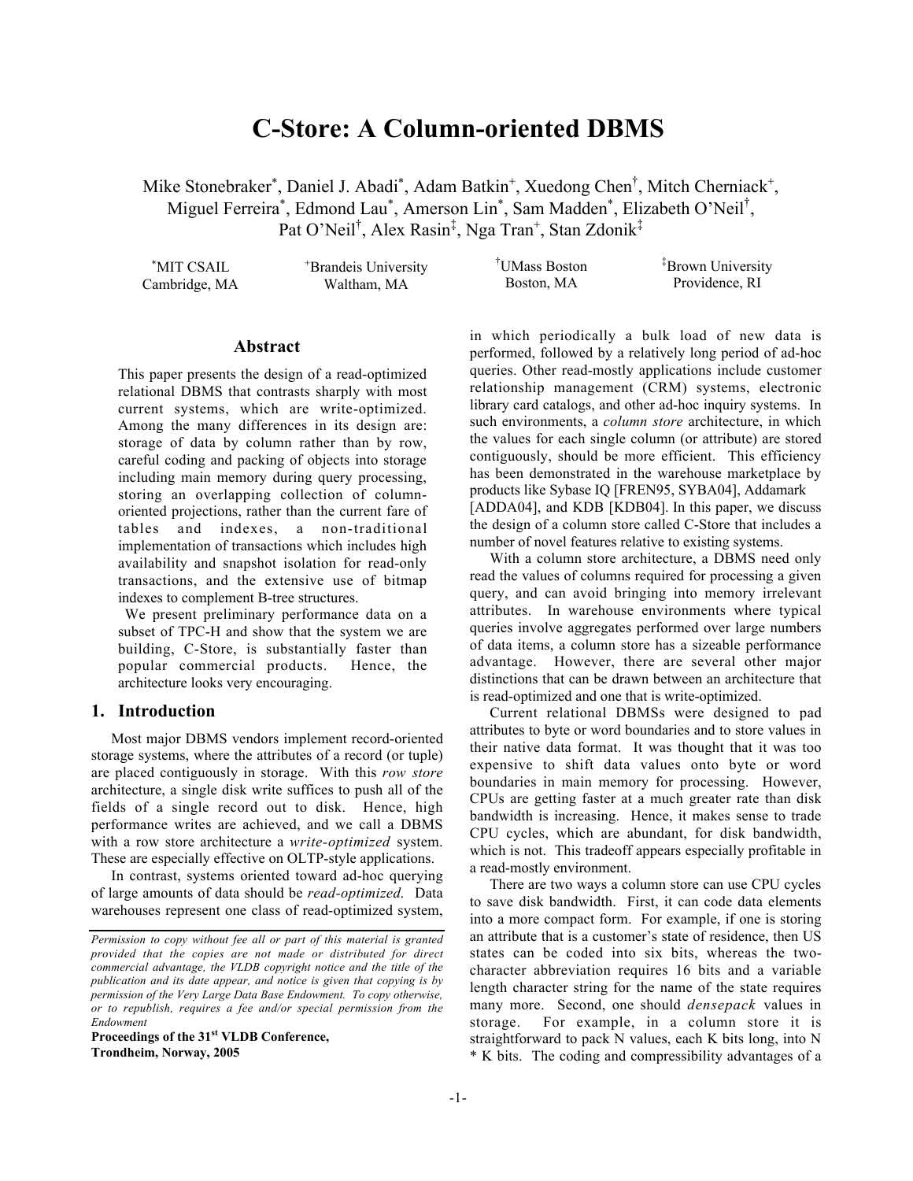# C-Store: A Column-oriented DBMS

Mike Stonebraker*, Daniel J. Abadi*, Adam Batkin+, Xuedong Chen†, Mitch Cherniack+, Miguel Ferreira*, Edmond Lau*, Amerson Lin*, Sam Madden*, Elizabeth O'Neil†, Pat O'Neil†, Alex Rasin‡, Nga Tran+, Stan Zdonik‡

*MIT CSAIL Cambridge, MA | +Brandeis University Waltham, MA | †UMass Boston Boston, MA | ‡Brown University Providence, RI

## Abstract

This paper presents the design of a read-optimized relational DBMS that contrasts sharply with most current systems, which are write-optimized. Among the many differences in its design are: storage of data by column rather than by row, careful coding and packing of objects into storage including main memory during query processing, storing an overlapping collection of column-oriented projections, rather than the current fare of tables and indexes, a non-traditional implementation of transactions which includes high availability and snapshot isolation for read-only transactions, and the extensive use of bitmap indexes to complement B-tree structures.

We present preliminary performance data on a subset of TPC-H and show that the system we are building, C-Store, is substantially faster than popular commercial products. Hence, the architecture looks very encouraging.

## 1. Introduction

Most major DBMS vendors implement record-oriented storage systems, where the attributes of a record (or tuple) are placed contiguously in storage. With this *row store* architecture, a single disk write suffices to push all of the fields of a single record out to disk. Hence, high performance writes are achieved, and we call a DBMS with a row store architecture a *write-optimized* system. These are especially effective on OLTP-style applications.

In contrast, systems oriented toward ad-hoc querying of large amounts of data should be *read-optimized*. Data warehouses represent one class of read-optimized system, in which periodically a bulk load of new data is performed, followed by a relatively long period of ad-hoc queries. Other read-mostly applications include customer relationship management (CRM) systems, electronic library card catalogs, and other ad-hoc inquiry systems. In such environments, a *column store* architecture, in which the values for each single column (or attribute) are stored contiguously, should be more efficient. This efficiency has been demonstrated in the warehouse marketplace by products like Sybase IQ [FREN95, SYBA04], Addamark [ADDA04], and KDB [KDB04]. In this paper, we discuss the design of a column store called C-Store that includes a number of novel features relative to existing systems.

With a column store architecture, a DBMS need only read the values of columns required for processing a given query, and can avoid bringing into memory irrelevant attributes. In warehouse environments where typical queries involve aggregates performed over large numbers of data items, a column store has a sizeable performance advantage. However, there are several other major distinctions that can be drawn between an architecture that is read-optimized and one that is write-optimized.

Current relational DBMSs were designed to pad attributes to byte or word boundaries and to store values in their native data format. It was thought that it was too expensive to shift data values onto byte or word boundaries in main memory for processing. However, CPUs are getting faster at a much greater rate than disk bandwidth is increasing. Hence, it makes sense to trade CPU cycles, which are abundant, for disk bandwidth, which is not. This tradeoff appears especially profitable in a read-mostly environment.

There are two ways a column store can use CPU cycles to save disk bandwidth. First, it can code data elements into a more compact form. For example, if one is storing an attribute that is a customer's state of residence, then US states can be coded into six bits, whereas the two-character abbreviation requires 16 bits and a variable length character string for the name of the state requires many more. Second, one should *densepack* values in storage. For example, in a column store it is straightforward to pack N values, each K bits long, into N * K bits. The coding and compressibility advantages of a

*Permission to copy without fee all or part of this material is granted provided that the copies are not made or distributed for direct commercial advantage, the VLDB copyright notice and the title of the publication and its date appear, and notice is given that copying is by permission of the Very Large Data Base Endowment. To copy otherwise, or to republish, requires a fee and/or special permission from the Endowment*

**Proceedings of the 31st VLDB Conference, Trondheim, Norway, 2005**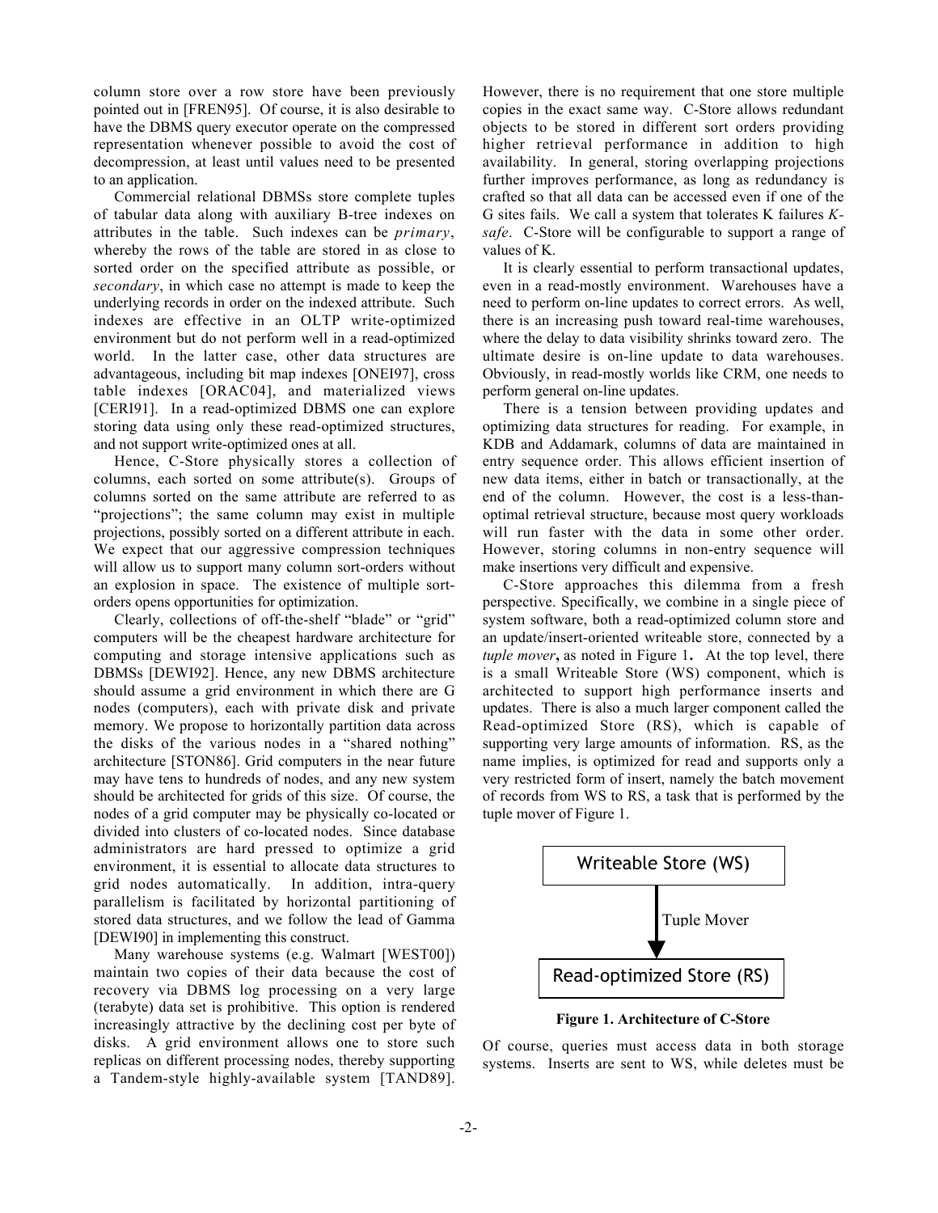column store over a row store have been previously pointed out in [FREN95]. Of course, it is also desirable to have the DBMS query executor operate on the compressed representation whenever possible to avoid the cost of decompression, at least until values need to be presented to an application.

Commercial relational DBMSs store complete tuples of tabular data along with auxiliary B-tree indexes on attributes in the table. Such indexes can be *primary*, whereby the rows of the table are stored in as close to sorted order on the specified attribute as possible, or *secondary*, in which case no attempt is made to keep the underlying records in order on the indexed attribute. Such indexes are effective in an OLTP write-optimized environment but do not perform well in a read-optimized world. In the latter case, other data structures are advantageous, including bit map indexes [ONEI97], cross table indexes [ORAC04], and materialized views [CERI91]. In a read-optimized DBMS one can explore storing data using only these read-optimized structures, and not support write-optimized ones at all.

Hence, C-Store physically stores a collection of columns, each sorted on some attribute(s). Groups of columns sorted on the same attribute are referred to as "projections"; the same column may exist in multiple projections, possibly sorted on a different attribute in each. We expect that our aggressive compression techniques will allow us to support many column sort-orders without an explosion in space. The existence of multiple sort-orders opens opportunities for optimization.

Clearly, collections of off-the-shelf "blade" or "grid" computers will be the cheapest hardware architecture for computing and storage intensive applications such as DBMSs [DEWI92]. Hence, any new DBMS architecture should assume a grid environment in which there are G nodes (computers), each with private disk and private memory. We propose to horizontally partition data across the disks of the various nodes in a "shared nothing" architecture [STON86]. Grid computers in the near future may have tens to hundreds of nodes, and any new system should be architected for grids of this size. Of course, the nodes of a grid computer may be physically co-located or divided into clusters of co-located nodes. Since database administrators are hard pressed to optimize a grid environment, it is essential to allocate data structures to grid nodes automatically. In addition, intra-query parallelism is facilitated by horizontal partitioning of stored data structures, and we follow the lead of Gamma [DEWI90] in implementing this construct.

Many warehouse systems (e.g. Walmart [WEST00]) maintain two copies of their data because the cost of recovery via DBMS log processing on a very large (terabyte) data set is prohibitive. This option is rendered increasingly attractive by the declining cost per byte of disks. A grid environment allows one to store such replicas on different processing nodes, thereby supporting a Tandem-style highly-available system [TAND89]. However, there is no requirement that one store multiple copies in the exact same way. C-Store allows redundant objects to be stored in different sort orders providing higher retrieval performance in addition to high availability. In general, storing overlapping projections further improves performance, as long as redundancy is crafted so that all data can be accessed even if one of the G sites fails. We call a system that tolerates K failures *K-safe*. C-Store will be configurable to support a range of values of K.

It is clearly essential to perform transactional updates, even in a read-mostly environment. Warehouses have a need to perform on-line updates to correct errors. As well, there is an increasing push toward real-time warehouses, where the delay to data visibility shrinks toward zero. The ultimate desire is on-line update to data warehouses. Obviously, in read-mostly worlds like CRM, one needs to perform general on-line updates.

There is a tension between providing updates and optimizing data structures for reading. For example, in KDB and Addamark, columns of data are maintained in entry sequence order. This allows efficient insertion of new data items, either in batch or transactionally, at the end of the column. However, the cost is a less-than-optimal retrieval structure, because most query workloads will run faster with the data in some other order. However, storing columns in non-entry sequence will make insertions very difficult and expensive.

C-Store approaches this dilemma from a fresh perspective. Specifically, we combine in a single piece of system software, both a read-optimized column store and an update/insert-oriented writeable store, connected by a *tuple mover*, as noted in Figure 1. At the top level, there is a small Writeable Store (WS) component, which is architected to support high performance inserts and updates. There is also a much larger component called the Read-optimized Store (RS), which is capable of supporting very large amounts of information. RS, as the name implies, is optimized for read and supports only a very restricted form of insert, namely the batch movement of records from WS to RS, a task that is performed by the tuple mover of Figure 1.

Writeable Store (WS)

Tuple Mover

Read-optimized Store (RS)

**Figure 1. Architecture of C-Store**

Of course, queries must access data in both storage systems. Inserts are sent to WS, while deletes must be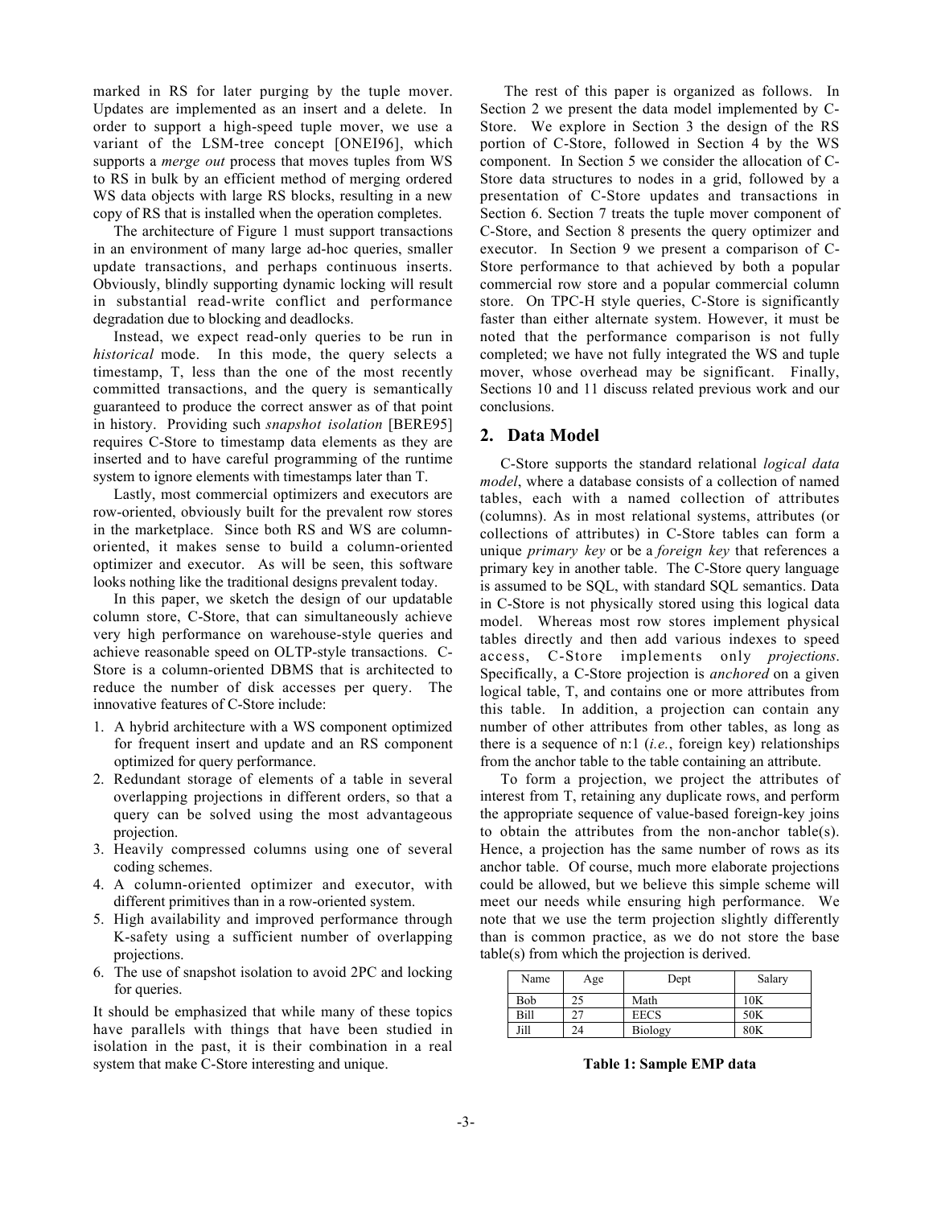marked in RS for later purging by the tuple mover. Updates are implemented as an insert and a delete. In order to support a high-speed tuple mover, we use a variant of the LSM-tree concept [ONEI96], which supports a *merge out* process that moves tuples from WS to RS in bulk by an efficient method of merging ordered WS data objects with large RS blocks, resulting in a new copy of RS that is installed when the operation completes.

The architecture of Figure 1 must support transactions in an environment of many large ad-hoc queries, smaller update transactions, and perhaps continuous inserts. Obviously, blindly supporting dynamic locking will result in substantial read-write conflict and performance degradation due to blocking and deadlocks.

Instead, we expect read-only queries to be run in *historical* mode. In this mode, the query selects a timestamp, T, less than the one of the most recently committed transactions, and the query is semantically guaranteed to produce the correct answer as of that point in history. Providing such *snapshot isolation* [BERE95] requires C-Store to timestamp data elements as they are inserted and to have careful programming of the runtime system to ignore elements with timestamps later than T.

Lastly, most commercial optimizers and executors are row-oriented, obviously built for the prevalent row stores in the marketplace. Since both RS and WS are column-oriented, it makes sense to build a column-oriented optimizer and executor. As will be seen, this software looks nothing like the traditional designs prevalent today.

In this paper, we sketch the design of our updatable column store, C-Store, that can simultaneously achieve very high performance on warehouse-style queries and achieve reasonable speed on OLTP-style transactions. C-Store is a column-oriented DBMS that is architected to reduce the number of disk accesses per query. The innovative features of C-Store include:

1. A hybrid architecture with a WS component optimized for frequent insert and update and an RS component optimized for query performance.
2. Redundant storage of elements of a table in several overlapping projections in different orders, so that a query can be solved using the most advantageous projection.
3. Heavily compressed columns using one of several coding schemes.
4. A column-oriented optimizer and executor, with different primitives than in a row-oriented system.
5. High availability and improved performance through K-safety using a sufficient number of overlapping projections.
6. The use of snapshot isolation to avoid 2PC and locking for queries.

It should be emphasized that while many of these topics have parallels with things that have been studied in isolation in the past, it is their combination in a real system that make C-Store interesting and unique.

The rest of this paper is organized as follows. In Section 2 we present the data model implemented by C-Store. We explore in Section 3 the design of the RS portion of C-Store, followed in Section 4 by the WS component. In Section 5 we consider the allocation of C-Store data structures to nodes in a grid, followed by a presentation of C-Store updates and transactions in Section 6. Section 7 treats the tuple mover component of C-Store, and Section 8 presents the query optimizer and executor. In Section 9 we present a comparison of C-Store performance to that achieved by both a popular commercial row store and a popular commercial column store. On TPC-H style queries, C-Store is significantly faster than either alternate system. However, it must be noted that the performance comparison is not fully completed; we have not fully integrated the WS and tuple mover, whose overhead may be significant. Finally, Sections 10 and 11 discuss related previous work and our conclusions.

## 2. Data Model

C-Store supports the standard relational *logical data model*, where a database consists of a collection of named tables, each with a named collection of attributes (columns). As in most relational systems, attributes (or collections of attributes) in C-Store tables can form a unique *primary key* or be a *foreign key* that references a primary key in another table. The C-Store query language is assumed to be SQL, with standard SQL semantics. Data in C-Store is not physically stored using this logical data model. Whereas most row stores implement physical tables directly and then add various indexes to speed access, C-Store implements only *projections*. Specifically, a C-Store projection is *anchored* on a given logical table, T, and contains one or more attributes from this table. In addition, a projection can contain any number of other attributes from other tables, as long as there is a sequence of n:1 (*i.e.*, foreign key) relationships from the anchor table to the table containing an attribute.

To form a projection, we project the attributes of interest from T, retaining any duplicate rows, and perform the appropriate sequence of value-based foreign-key joins to obtain the attributes from the non-anchor table(s). Hence, a projection has the same number of rows as its anchor table. Of course, much more elaborate projections could be allowed, but we believe this simple scheme will meet our needs while ensuring high performance. We note that we use the term projection slightly differently than is common practice, as we do not store the base table(s) from which the projection is derived.

| Name | Age | Dept | Salary |
|---|---|---|---|
| Bob | 25 | Math | 10K |
| Bill | 27 | EECS | 50K |
| Jill | 24 | Biology | 80K |

**Table 1: Sample EMP data**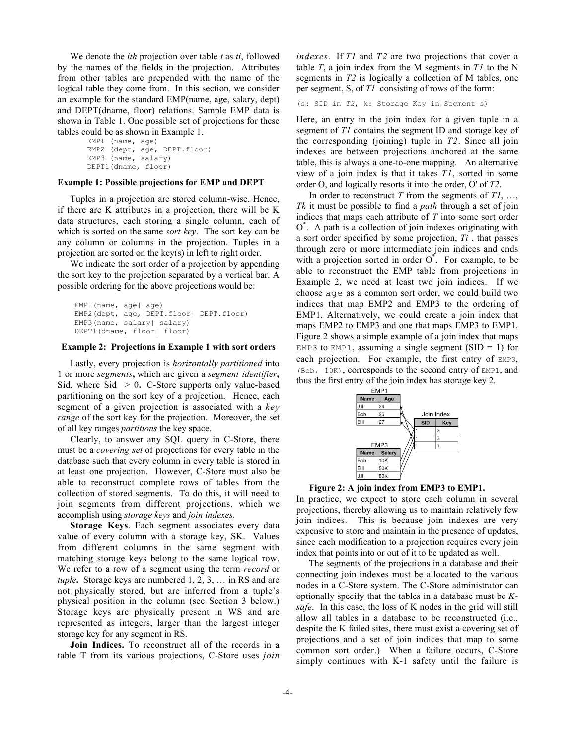We denote the *ith* projection over table *t* as *ti*, followed by the names of the fields in the projection. Attributes from other tables are prepended with the name of the logical table they come from. In this section, we consider an example for the standard EMP(name, age, salary, dept) and DEPT(dname, floor) relations. Sample EMP data is shown in Table 1. One possible set of projections for these tables could be as shown in Example 1.

```
EMP1 (name, age)
EMP2 (dept, age, DEPT.floor)
EMP3 (name, salary)
DEPT1(dname, floor)
```

**Example 1: Possible projections for EMP and DEPT**

Tuples in a projection are stored column-wise. Hence, if there are K attributes in a projection, there will be K data structures, each storing a single column, each of which is sorted on the same *sort key*. The sort key can be any column or columns in the projection. Tuples in a projection are sorted on the key(s) in left to right order.

We indicate the sort order of a projection by appending the sort key to the projection separated by a vertical bar. A possible ordering for the above projections would be:

```
EMP1(name, age| age)
EMP2(dept, age, DEPT.floor| DEPT.floor)
EMP3(name, salary| salary)
DEPT1(dname, floor| floor)
```

**Example 2: Projections in Example 1 with sort orders**

Lastly, every projection is *horizontally partitioned* into 1 or more *segments***,** which are given a *segment identifier***,** Sid, where Sid > 0**.** C-Store supports only value-based partitioning on the sort key of a projection. Hence, each segment of a given projection is associated with a *key range* of the sort key for the projection. Moreover, the set of all key ranges *partitions* the key space.

Clearly, to answer any SQL query in C-Store, there must be a *covering set* of projections for every table in the database such that every column in every table is stored in at least one projection. However, C-Store must also be able to reconstruct complete rows of tables from the collection of stored segments. To do this, it will need to join segments from different projections, which we accomplish using *storage keys* and *join indexes*.

**Storage Keys**. Each segment associates every data value of every column with a storage key, SK. Values from different columns in the same segment with matching storage keys belong to the same logical row. We refer to a row of a segment using the term *record* or *tuple***.** Storage keys are numbered 1, 2, 3, … in RS and are not physically stored, but are inferred from a tuple's physical position in the column (see Section 3 below.) Storage keys are physically present in WS and are represented as integers, larger than the largest integer storage key for any segment in RS.

**Join Indices.** To reconstruct all of the records in a table T from its various projections, C-Store uses *join indexes*. If *T1* and *T2* are two projections that cover a table *T*, a join index from the M segments in *T1* to the N segments in *T2* is logically a collection of M tables, one per segment, S, of *T1* consisting of rows of the form:

```
(s: SID in T2, k: Storage Key in Segment s)
```

Here, an entry in the join index for a given tuple in a segment of *T1* contains the segment ID and storage key of the corresponding (joining) tuple in *T2*. Since all join indexes are between projections anchored at the same table, this is always a one-to-one mapping. An alternative view of a join index is that it takes *T1*, sorted in some order O, and logically resorts it into the order, O' of *T2*.

In order to reconstruct *T* from the segments of *T1*, …, *Tk* it must be possible to find a *path* through a set of join indices that maps each attribute of *T* into some sort order $O^*$. A path is a collection of join indexes originating with a sort order specified by some projection, *Ti* , that passes through zero or more intermediate join indices and ends with a projection sorted in order $O^*$. For example, to be able to reconstruct the EMP table from projections in Example 2, we need at least two join indices. If we choose `age` as a common sort order, we could build two indices that map EMP2 and EMP3 to the ordering of EMP1. Alternatively, we could create a join index that maps EMP2 to EMP3 and one that maps EMP3 to EMP1. Figure 2 shows a simple example of a join index that maps `EMP3` to `EMP1`, assuming a single segment (SID = 1) for each projection. For example, the first entry of `EMP3`, `(Bob, 10K)`, corresponds to the second entry of `EMP1`, and thus the first entry of the join index has storage key 2.

EMP1

| Name | Age |
|---|---|
| Jill | 24 |
| Bob | 25 |
| Bill | 27 |

Join Index

| SID | Key |
|---|---|
| 1 | 2 |
| 1 | 3 |
| 1 | 1 |

EMP3

| Name | Salary |
|---|---|
| Bob | 10K |
| Bill | 50K |
| Jill | 80K |

**Figure 2: A join index from EMP3 to EMP1.**

In practice, we expect to store each column in several projections, thereby allowing us to maintain relatively few join indices. This is because join indexes are very expensive to store and maintain in the presence of updates, since each modification to a projection requires every join index that points into or out of it to be updated as well.

The segments of the projections in a database and their connecting join indexes must be allocated to the various nodes in a C-Store system. The C-Store administrator can optionally specify that the tables in a database must be *K-safe*. In this case, the loss of K nodes in the grid will still allow all tables in a database to be reconstructed (i.e., despite the K failed sites, there must exist a covering set of projections and a set of join indices that map to some common sort order.) When a failure occurs, C-Store simply continues with K-1 safety until the failure is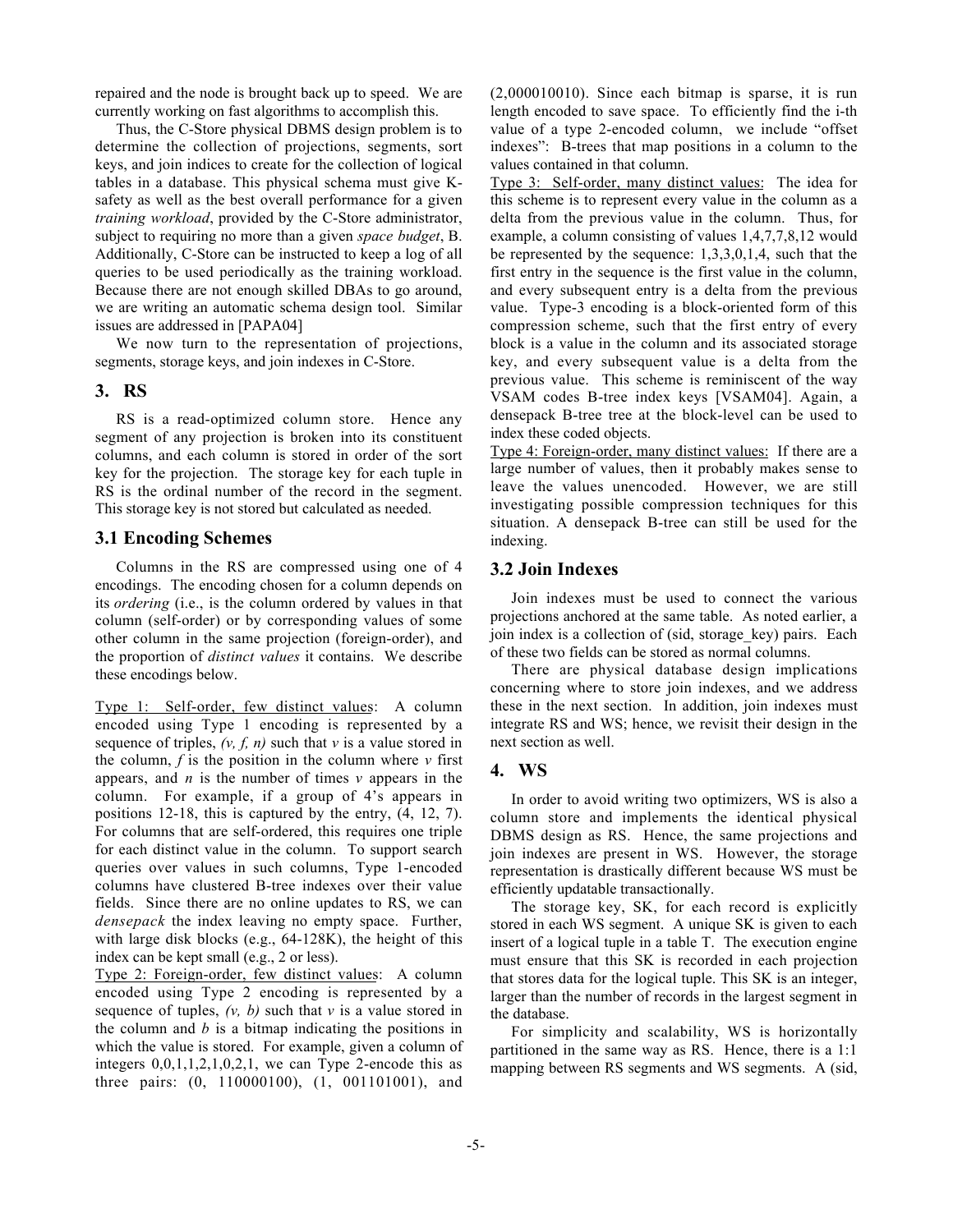repaired and the node is brought back up to speed. We are currently working on fast algorithms to accomplish this.

Thus, the C-Store physical DBMS design problem is to determine the collection of projections, segments, sort keys, and join indices to create for the collection of logical tables in a database. This physical schema must give K-safety as well as the best overall performance for a given *training workload*, provided by the C-Store administrator, subject to requiring no more than a given *space budget*, B. Additionally, C-Store can be instructed to keep a log of all queries to be used periodically as the training workload. Because there are not enough skilled DBAs to go around, we are writing an automatic schema design tool. Similar issues are addressed in [PAPA04]

We now turn to the representation of projections, segments, storage keys, and join indexes in C-Store.

## 3. RS

RS is a read-optimized column store. Hence any segment of any projection is broken into its constituent columns, and each column is stored in order of the sort key for the projection. The storage key for each tuple in RS is the ordinal number of the record in the segment. This storage key is not stored but calculated as needed.

### 3.1 Encoding Schemes

Columns in the RS are compressed using one of 4 encodings. The encoding chosen for a column depends on its *ordering* (i.e., is the column ordered by values in that column (self-order) or by corresponding values of some other column in the same projection (foreign-order), and the proportion of *distinct values* it contains. We describe these encodings below.

Type 1: Self-order, few distinct values: A column encoded using Type 1 encoding is represented by a sequence of triples, *(v, f, n)* such that *v* is a value stored in the column, *f* is the position in the column where *v* first appears, and *n* is the number of times *v* appears in the column. For example, if a group of 4's appears in positions 12-18, this is captured by the entry, (4, 12, 7). For columns that are self-ordered, this requires one triple for each distinct value in the column. To support search queries over values in such columns, Type 1-encoded columns have clustered B-tree indexes over their value fields. Since there are no online updates to RS, we can *densepack* the index leaving no empty space. Further, with large disk blocks (e.g., 64-128K), the height of this index can be kept small (e.g., 2 or less).

Type 2: Foreign-order, few distinct values: A column encoded using Type 2 encoding is represented by a sequence of tuples, *(v, b)* such that *v* is a value stored in the column and *b* is a bitmap indicating the positions in which the value is stored. For example, given a column of integers 0,0,1,1,2,1,0,2,1, we can Type 2-encode this as three pairs: (0, 110000100), (1, 001101001), and (2,000010010). Since each bitmap is sparse, it is run length encoded to save space. To efficiently find the i-th value of a type 2-encoded column, we include "offset indexes": B-trees that map positions in a column to the values contained in that column.

Type 3: Self-order, many distinct values: The idea for this scheme is to represent every value in the column as a delta from the previous value in the column. Thus, for example, a column consisting of values 1,4,7,7,8,12 would be represented by the sequence: 1,3,3,0,1,4, such that the first entry in the sequence is the first value in the column, and every subsequent entry is a delta from the previous value. Type-3 encoding is a block-oriented form of this compression scheme, such that the first entry of every block is a value in the column and its associated storage key, and every subsequent value is a delta from the previous value. This scheme is reminiscent of the way VSAM codes B-tree index keys [VSAM04]. Again, a densepack B-tree tree at the block-level can be used to index these coded objects.

Type 4: Foreign-order, many distinct values: If there are a large number of values, then it probably makes sense to leave the values unencoded. However, we are still investigating possible compression techniques for this situation. A densepack B-tree can still be used for the indexing.

### 3.2 Join Indexes

Join indexes must be used to connect the various projections anchored at the same table. As noted earlier, a join index is a collection of (sid, storage_key) pairs. Each of these two fields can be stored as normal columns.

There are physical database design implications concerning where to store join indexes, and we address these in the next section. In addition, join indexes must integrate RS and WS; hence, we revisit their design in the next section as well.

## 4. WS

In order to avoid writing two optimizers, WS is also a column store and implements the identical physical DBMS design as RS. Hence, the same projections and join indexes are present in WS. However, the storage representation is drastically different because WS must be efficiently updatable transactionally.

The storage key, SK, for each record is explicitly stored in each WS segment. A unique SK is given to each insert of a logical tuple in a table T. The execution engine must ensure that this SK is recorded in each projection that stores data for the logical tuple. This SK is an integer, larger than the number of records in the largest segment in the database.

For simplicity and scalability, WS is horizontally partitioned in the same way as RS. Hence, there is a 1:1 mapping between RS segments and WS segments. A (sid,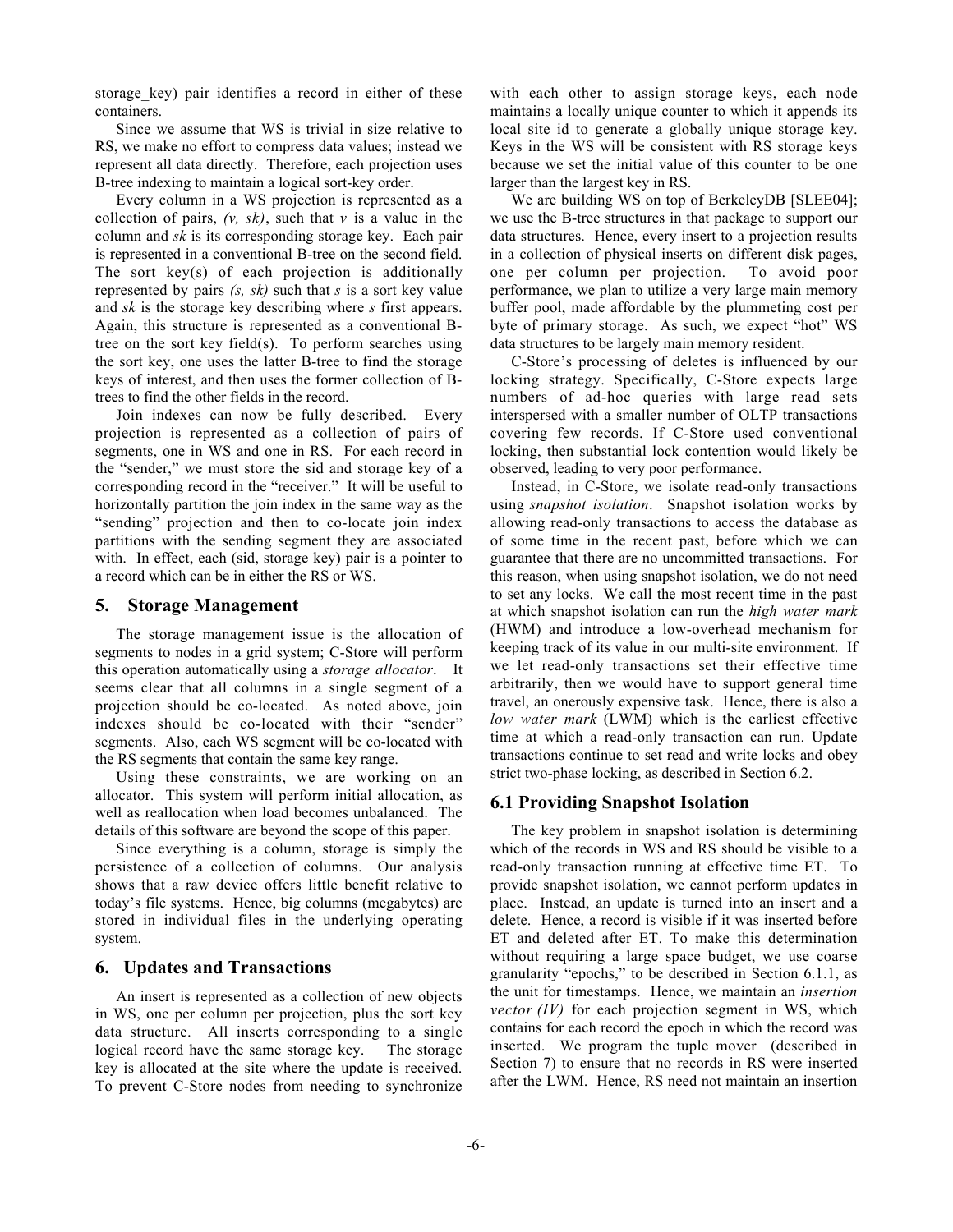storage_key) pair identifies a record in either of these containers.

Since we assume that WS is trivial in size relative to RS, we make no effort to compress data values; instead we represent all data directly. Therefore, each projection uses B-tree indexing to maintain a logical sort-key order.

Every column in a WS projection is represented as a collection of pairs, *(v, sk)*, such that *v* is a value in the column and *sk* is its corresponding storage key. Each pair is represented in a conventional B-tree on the second field. The sort key(s) of each projection is additionally represented by pairs *(s, sk)* such that *s* is a sort key value and *sk* is the storage key describing where *s* first appears. Again, this structure is represented as a conventional B-tree on the sort key field(s). To perform searches using the sort key, one uses the latter B-tree to find the storage keys of interest, and then uses the former collection of B-trees to find the other fields in the record.

Join indexes can now be fully described. Every projection is represented as a collection of pairs of segments, one in WS and one in RS. For each record in the "sender," we must store the sid and storage key of a corresponding record in the "receiver." It will be useful to horizontally partition the join index in the same way as the "sending" projection and then to co-locate join index partitions with the sending segment they are associated with. In effect, each (sid, storage key) pair is a pointer to a record which can be in either the RS or WS.

## 5. Storage Management

The storage management issue is the allocation of segments to nodes in a grid system; C-Store will perform this operation automatically using a *storage allocator*. It seems clear that all columns in a single segment of a projection should be co-located. As noted above, join indexes should be co-located with their "sender" segments. Also, each WS segment will be co-located with the RS segments that contain the same key range.

Using these constraints, we are working on an allocator. This system will perform initial allocation, as well as reallocation when load becomes unbalanced. The details of this software are beyond the scope of this paper.

Since everything is a column, storage is simply the persistence of a collection of columns. Our analysis shows that a raw device offers little benefit relative to today's file systems. Hence, big columns (megabytes) are stored in individual files in the underlying operating system.

## 6. Updates and Transactions

An insert is represented as a collection of new objects in WS, one per column per projection, plus the sort key data structure. All inserts corresponding to a single logical record have the same storage key. The storage key is allocated at the site where the update is received. To prevent C-Store nodes from needing to synchronize with each other to assign storage keys, each node maintains a locally unique counter to which it appends its local site id to generate a globally unique storage key. Keys in the WS will be consistent with RS storage keys because we set the initial value of this counter to be one larger than the largest key in RS.

We are building WS on top of BerkeleyDB [SLEE04]; we use the B-tree structures in that package to support our data structures. Hence, every insert to a projection results in a collection of physical inserts on different disk pages, one per column per projection. To avoid poor performance, we plan to utilize a very large main memory buffer pool, made affordable by the plummeting cost per byte of primary storage. As such, we expect "hot" WS data structures to be largely main memory resident.

C-Store's processing of deletes is influenced by our locking strategy. Specifically, C-Store expects large numbers of ad-hoc queries with large read sets interspersed with a smaller number of OLTP transactions covering few records. If C-Store used conventional locking, then substantial lock contention would likely be observed, leading to very poor performance.

Instead, in C-Store, we isolate read-only transactions using *snapshot isolation*. Snapshot isolation works by allowing read-only transactions to access the database as of some time in the recent past, before which we can guarantee that there are no uncommitted transactions. For this reason, when using snapshot isolation, we do not need to set any locks. We call the most recent time in the past at which snapshot isolation can run the *high water mark* (HWM) and introduce a low-overhead mechanism for keeping track of its value in our multi-site environment. If we let read-only transactions set their effective time arbitrarily, then we would have to support general time travel, an onerously expensive task. Hence, there is also a *low water mark* (LWM) which is the earliest effective time at which a read-only transaction can run. Update transactions continue to set read and write locks and obey strict two-phase locking, as described in Section 6.2.

### 6.1 Providing Snapshot Isolation

The key problem in snapshot isolation is determining which of the records in WS and RS should be visible to a read-only transaction running at effective time ET. To provide snapshot isolation, we cannot perform updates in place. Instead, an update is turned into an insert and a delete. Hence, a record is visible if it was inserted before ET and deleted after ET. To make this determination without requiring a large space budget, we use coarse granularity "epochs," to be described in Section 6.1.1, as the unit for timestamps. Hence, we maintain an *insertion vector (IV)* for each projection segment in WS, which contains for each record the epoch in which the record was inserted. We program the tuple mover (described in Section 7) to ensure that no records in RS were inserted after the LWM. Hence, RS need not maintain an insertion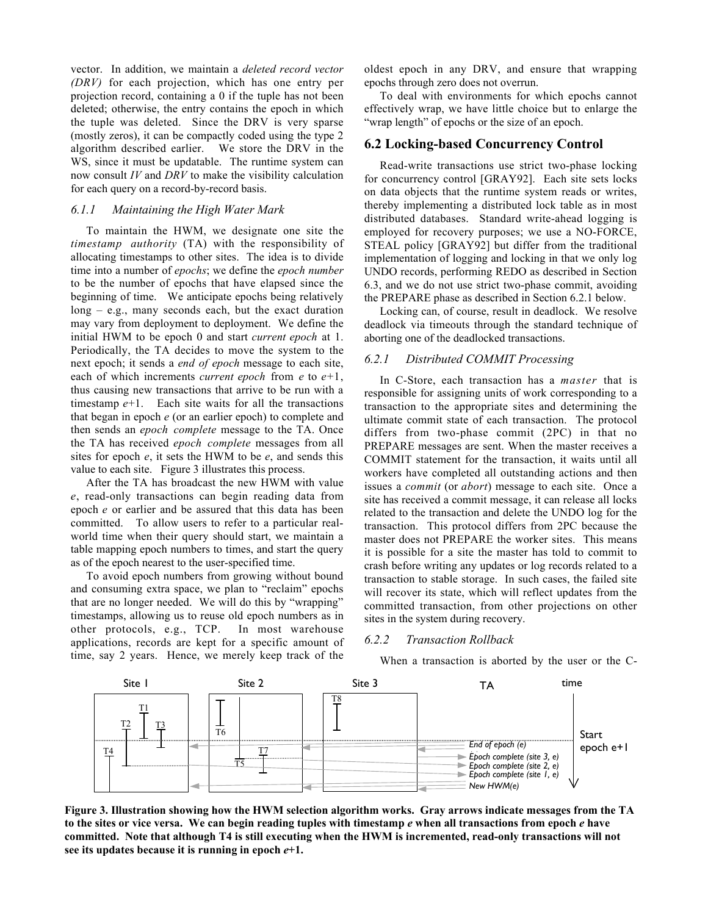vector. In addition, we maintain a *deleted record vector (DRV)* for each projection, which has one entry per projection record, containing a 0 if the tuple has not been deleted; otherwise, the entry contains the epoch in which the tuple was deleted. Since the DRV is very sparse (mostly zeros), it can be compactly coded using the type 2 algorithm described earlier. We store the DRV in the WS, since it must be updatable. The runtime system can now consult *IV* and *DRV* to make the visibility calculation for each query on a record-by-record basis.

#### *6.1.1 Maintaining the High Water Mark*

To maintain the HWM, we designate one site the *timestamp authority* (TA) with the responsibility of allocating timestamps to other sites. The idea is to divide time into a number of *epochs*; we define the *epoch number* to be the number of epochs that have elapsed since the beginning of time. We anticipate epochs being relatively long – e.g., many seconds each, but the exact duration may vary from deployment to deployment. We define the initial HWM to be epoch 0 and start *current epoch* at 1. Periodically, the TA decides to move the system to the next epoch; it sends a *end of epoch* message to each site, each of which increments *current epoch* from *e* to *e*+1, thus causing new transactions that arrive to be run with a timestamp *e*+1. Each site waits for all the transactions that began in epoch *e* (or an earlier epoch) to complete and then sends an *epoch complete* message to the TA. Once the TA has received *epoch complete* messages from all sites for epoch *e*, it sets the HWM to be *e*, and sends this value to each site. Figure 3 illustrates this process.

After the TA has broadcast the new HWM with value *e*, read-only transactions can begin reading data from epoch *e* or earlier and be assured that this data has been committed. To allow users to refer to a particular real-world time when their query should start, we maintain a table mapping epoch numbers to times, and start the query as of the epoch nearest to the user-specified time.

To avoid epoch numbers from growing without bound and consuming extra space, we plan to "reclaim" epochs that are no longer needed. We will do this by "wrapping" timestamps, allowing us to reuse old epoch numbers as in other protocols, e.g., TCP. In most warehouse applications, records are kept for a specific amount of time, say 2 years. Hence, we merely keep track of the oldest epoch in any DRV, and ensure that wrapping epochs through zero does not overrun.

To deal with environments for which epochs cannot effectively wrap, we have little choice but to enlarge the "wrap length" of epochs or the size of an epoch.

### 6.2 Locking-based Concurrency Control

Read-write transactions use strict two-phase locking for concurrency control [GRAY92]. Each site sets locks on data objects that the runtime system reads or writes, thereby implementing a distributed lock table as in most distributed databases. Standard write-ahead logging is employed for recovery purposes; we use a NO-FORCE, STEAL policy [GRAY92] but differ from the traditional implementation of logging and locking in that we only log UNDO records, performing REDO as described in Section 6.3, and we do not use strict two-phase commit, avoiding the PREPARE phase as described in Section 6.2.1 below.

Locking can, of course, result in deadlock. We resolve deadlock via timeouts through the standard technique of aborting one of the deadlocked transactions.

#### *6.2.1 Distributed COMMIT Processing*

In C-Store, each transaction has a *master* that is responsible for assigning units of work corresponding to a transaction to the appropriate sites and determining the ultimate commit state of each transaction. The protocol differs from two-phase commit (2PC) in that no PREPARE messages are sent. When the master receives a COMMIT statement for the transaction, it waits until all workers have completed all outstanding actions and then issues a *commit* (or *abort*) message to each site. Once a site has received a commit message, it can release all locks related to the transaction and delete the UNDO log for the transaction. This protocol differs from 2PC because the master does not PREPARE the worker sites. This means it is possible for a site the master has told to commit to crash before writing any updates or log records related to a transaction to stable storage. In such cases, the failed site will recover its state, which will reflect updates from the committed transaction, from other projections on other sites in the system during recovery.

#### *6.2.2 Transaction Rollback*

When a transaction is aborted by the user or the C-

Site 1
Site 2
Site 3
TA
time
T1
T2
T3
T4
T5
T6
T7
T8
End of epoch (e)
Epoch complete (site 3, e)
Epoch complete (site 2, e)
Epoch complete (site 1, e)
New HWM(e)
Start epoch e+1

**Figure 3. Illustration showing how the HWM selection algorithm works. Gray arrows indicate messages from the TA to the sites or vice versa. We can begin reading tuples with timestamp *e* when all transactions from epoch *e* have committed. Note that although T4 is still executing when the HWM is incremented, read-only transactions will not see its updates because it is running in epoch *e*+1.**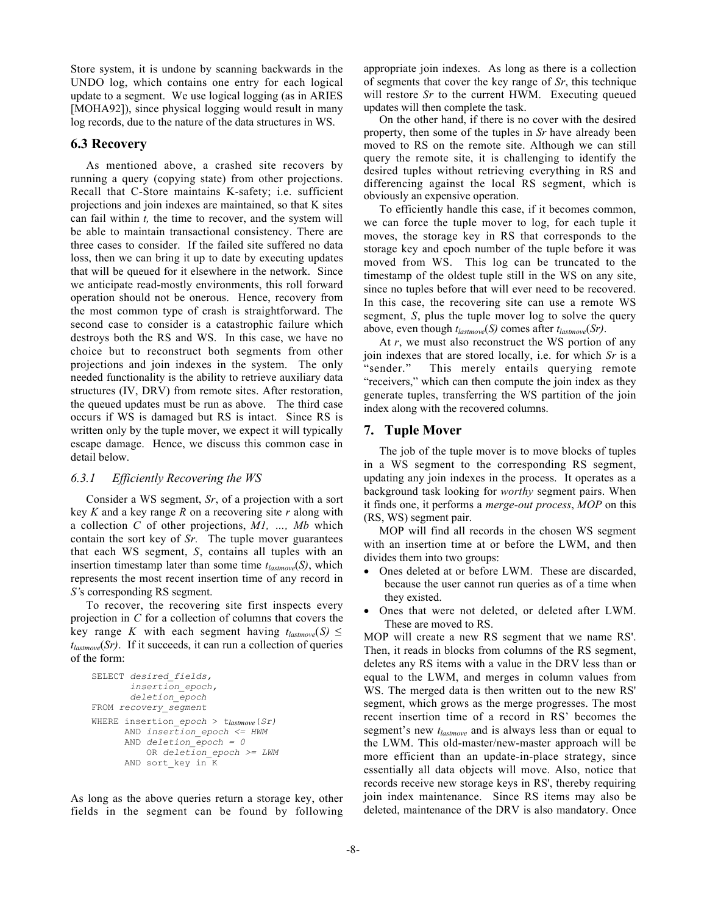Store system, it is undone by scanning backwards in the UNDO log, which contains one entry for each logical update to a segment. We use logical logging (as in ARIES [MOHA92]), since physical logging would result in many log records, due to the nature of the data structures in WS.

## 6.3 Recovery

As mentioned above, a crashed site recovers by running a query (copying state) from other projections. Recall that C-Store maintains K-safety; i.e. sufficient projections and join indexes are maintained, so that K sites can fail within *t,* the time to recover, and the system will be able to maintain transactional consistency. There are three cases to consider. If the failed site suffered no data loss, then we can bring it up to date by executing updates that will be queued for it elsewhere in the network. Since we anticipate read-mostly environments, this roll forward operation should not be onerous. Hence, recovery from the most common type of crash is straightforward. The second case to consider is a catastrophic failure which destroys both the RS and WS. In this case, we have no choice but to reconstruct both segments from other projections and join indexes in the system. The only needed functionality is the ability to retrieve auxiliary data structures (IV, DRV) from remote sites. After restoration, the queued updates must be run as above. The third case occurs if WS is damaged but RS is intact. Since RS is written only by the tuple mover, we expect it will typically escape damage. Hence, we discuss this common case in detail below.

### 6.3.1 Efficiently Recovering the WS

Consider a WS segment, *Sr*, of a projection with a sort key *K* and a key range *R* on a recovering site *r* along with a collection *C* of other projections, *M1, …, Mb* which contain the sort key of *Sr.* The tuple mover guarantees that each WS segment, *S*, contains all tuples with an insertion timestamp later than some time $t_{lastmove}(S)$, which represents the most recent insertion time of any record in *S's* corresponding RS segment.

To recover, the recovering site first inspects every projection in *C* for a collection of columns that covers the key range *K* with each segment having $t_{lastmove}(S) \leq t_{lastmove}(Sr)$. If it succeeds, it can run a collection of queries of the form:

```
SELECT desired_fields,
       insertion_epoch,
       deletion_epoch
FROM recovery_segment
WHERE insertion_epoch > tlastmove(Sr)
      AND insertion_epoch <= HWM
      AND deletion_epoch = 0
          OR deletion_epoch >= LWM
      AND sort_key in K
```

As long as the above queries return a storage key, other fields in the segment can be found by following appropriate join indexes. As long as there is a collection of segments that cover the key range of *Sr*, this technique will restore *Sr* to the current HWM. Executing queued updates will then complete the task.

On the other hand, if there is no cover with the desired property, then some of the tuples in *Sr* have already been moved to RS on the remote site. Although we can still query the remote site, it is challenging to identify the desired tuples without retrieving everything in RS and differencing against the local RS segment, which is obviously an expensive operation.

To efficiently handle this case, if it becomes common, we can force the tuple mover to log, for each tuple it moves, the storage key in RS that corresponds to the storage key and epoch number of the tuple before it was moved from WS. This log can be truncated to the timestamp of the oldest tuple still in the WS on any site, since no tuples before that will ever need to be recovered. In this case, the recovering site can use a remote WS segment, *S*, plus the tuple mover log to solve the query above, even though $t_{lastmove}(S)$ comes after $t_{lastmove}(Sr)$.

At *r*, we must also reconstruct the WS portion of any join indexes that are stored locally, i.e. for which *Sr* is a "sender." This merely entails querying remote "receivers," which can then compute the join index as they generate tuples, transferring the WS partition of the join index along with the recovered columns.

## 7. Tuple Mover

The job of the tuple mover is to move blocks of tuples in a WS segment to the corresponding RS segment, updating any join indexes in the process. It operates as a background task looking for *worthy* segment pairs. When it finds one, it performs a *merge-out process*, *MOP* on this (RS, WS) segment pair.

MOP will find all records in the chosen WS segment with an insertion time at or before the LWM, and then divides them into two groups:

- Ones deleted at or before LWM. These are discarded, because the user cannot run queries as of a time when they existed.
- Ones that were not deleted, or deleted after LWM. These are moved to RS.

MOP will create a new RS segment that we name RS'. Then, it reads in blocks from columns of the RS segment, deletes any RS items with a value in the DRV less than or equal to the LWM, and merges in column values from WS. The merged data is then written out to the new RS' segment, which grows as the merge progresses. The most recent insertion time of a record in RS' becomes the segment's new $t_{lastmove}$ and is always less than or equal to the LWM. This old-master/new-master approach will be more efficient than an update-in-place strategy, since essentially all data objects will move. Also, notice that records receive new storage keys in RS', thereby requiring join index maintenance. Since RS items may also be deleted, maintenance of the DRV is also mandatory. Once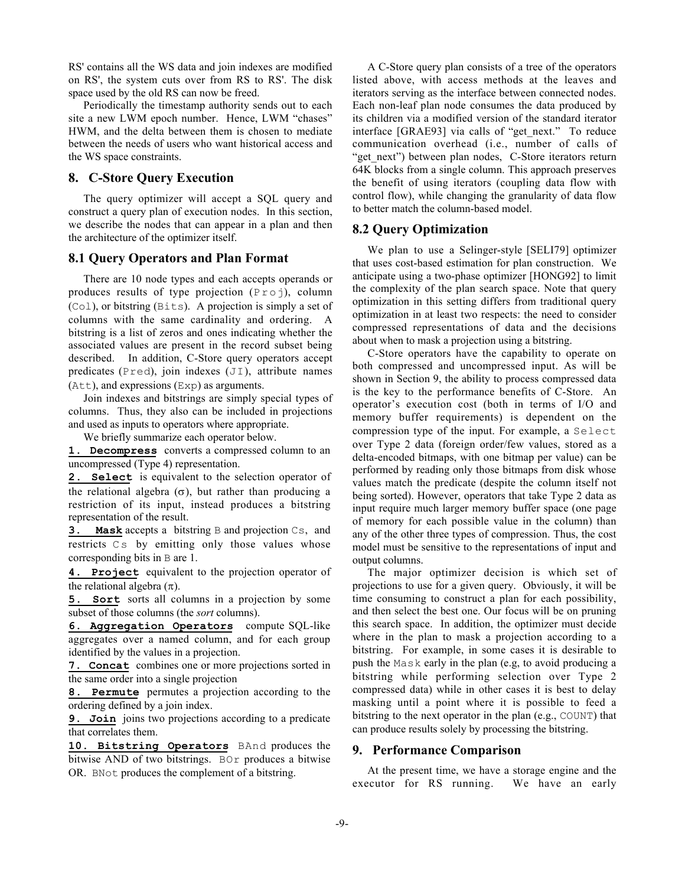RS' contains all the WS data and join indexes are modified on RS', the system cuts over from RS to RS'. The disk space used by the old RS can now be freed.

Periodically the timestamp authority sends out to each site a new LWM epoch number. Hence, LWM "chases" HWM, and the delta between them is chosen to mediate between the needs of users who want historical access and the WS space constraints.

## 8. C-Store Query Execution

The query optimizer will accept a SQL query and construct a query plan of execution nodes. In this section, we describe the nodes that can appear in a plan and then the architecture of the optimizer itself.

### 8.1 Query Operators and Plan Format

There are 10 node types and each accepts operands or produces results of type projection (`Proj`), column (`Col`), or bitstring (`Bits`). A projection is simply a set of columns with the same cardinality and ordering. A bitstring is a list of zeros and ones indicating whether the associated values are present in the record subset being described. In addition, C-Store query operators accept predicates (`Pred`), join indexes (`JI`), attribute names (`Att`), and expressions (`Exp`) as arguments.

Join indexes and bitstrings are simply special types of columns. Thus, they also can be included in projections and used as inputs to operators where appropriate.

We briefly summarize each operator below.

**1. Decompress** converts a compressed column to an uncompressed (Type 4) representation.

**2. Select** is equivalent to the selection operator of the relational algebra ($\sigma$), but rather than producing a restriction of its input, instead produces a bitstring representation of the result.

**3. Mask** accepts a bitstring `B` and projection `Cs`, and restricts `Cs` by emitting only those values whose corresponding bits in `B` are 1.

**4. Project** equivalent to the projection operator of the relational algebra ($\pi$).

**5. Sort** sorts all columns in a projection by some subset of those columns (the *sort* columns).

**6. Aggregation Operators** compute SQL-like aggregates over a named column, and for each group identified by the values in a projection.

**7. Concat** combines one or more projections sorted in the same order into a single projection

**8. Permute** permutes a projection according to the ordering defined by a join index.

**9. Join** joins two projections according to a predicate that correlates them.

**10. Bitstring Operators** `BAnd` produces the bitwise AND of two bitstrings. `BOr` produces a bitwise OR. `BNot` produces the complement of a bitstring.

A C-Store query plan consists of a tree of the operators listed above, with access methods at the leaves and iterators serving as the interface between connected nodes. Each non-leaf plan node consumes the data produced by its children via a modified version of the standard iterator interface [GRAE93] via calls of "get_next." To reduce communication overhead (i.e., number of calls of "get_next") between plan nodes, C-Store iterators return 64K blocks from a single column. This approach preserves the benefit of using iterators (coupling data flow with control flow), while changing the granularity of data flow to better match the column-based model.

### 8.2 Query Optimization

We plan to use a Selinger-style [SELI79] optimizer that uses cost-based estimation for plan construction. We anticipate using a two-phase optimizer [HONG92] to limit the complexity of the plan search space. Note that query optimization in this setting differs from traditional query optimization in at least two respects: the need to consider compressed representations of data and the decisions about when to mask a projection using a bitstring.

C-Store operators have the capability to operate on both compressed and uncompressed input. As will be shown in Section 9, the ability to process compressed data is the key to the performance benefits of C-Store. An operator's execution cost (both in terms of I/O and memory buffer requirements) is dependent on the compression type of the input. For example, a `Select` over Type 2 data (foreign order/few values, stored as a delta-encoded bitmaps, with one bitmap per value) can be performed by reading only those bitmaps from disk whose values match the predicate (despite the column itself not being sorted). However, operators that take Type 2 data as input require much larger memory buffer space (one page of memory for each possible value in the column) than any of the other three types of compression. Thus, the cost model must be sensitive to the representations of input and output columns.

The major optimizer decision is which set of projections to use for a given query. Obviously, it will be time consuming to construct a plan for each possibility, and then select the best one. Our focus will be on pruning this search space. In addition, the optimizer must decide where in the plan to mask a projection according to a bitstring. For example, in some cases it is desirable to push the `Mask` early in the plan (e.g, to avoid producing a bitstring while performing selection over Type 2 compressed data) while in other cases it is best to delay masking until a point where it is possible to feed a bitstring to the next operator in the plan (e.g., `COUNT`) that can produce results solely by processing the bitstring.

## 9. Performance Comparison

At the present time, we have a storage engine and the executor for RS running. We have an early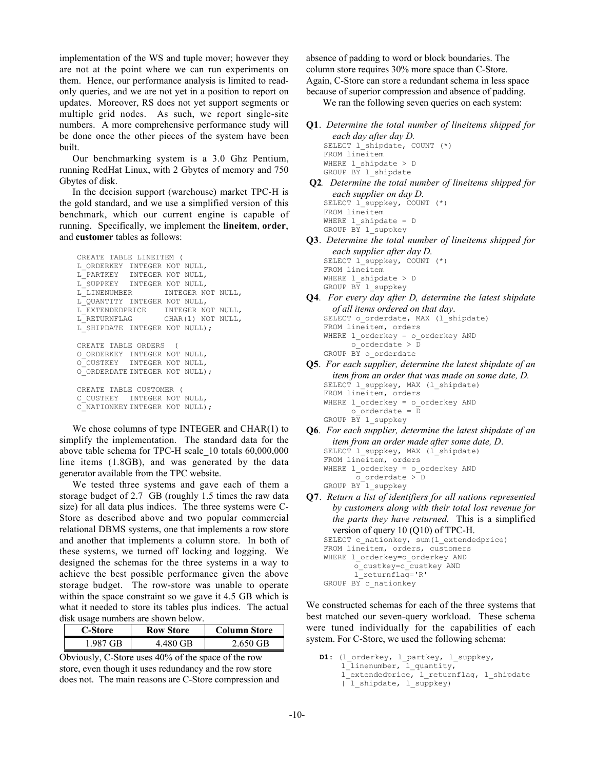implementation of the WS and tuple mover; however they are not at the point where we can run experiments on them. Hence, our performance analysis is limited to read-only queries, and we are not yet in a position to report on updates. Moreover, RS does not yet support segments or multiple grid nodes. As such, we report single-site numbers. A more comprehensive performance study will be done once the other pieces of the system have been built.

Our benchmarking system is a 3.0 Ghz Pentium, running RedHat Linux, with 2 Gbytes of memory and 750 Gbytes of disk.

In the decision support (warehouse) market TPC-H is the gold standard, and we use a simplified version of this benchmark, which our current engine is capable of running. Specifically, we implement the **lineitem**, **order**, and **customer** tables as follows:

```
CREATE TABLE LINEITEM (
L_ORDERKEY  INTEGER NOT NULL,
L_PARTKEY   INTEGER NOT NULL,
L_SUPPKEY   INTEGER NOT NULL,
L_LINENUMBER       INTEGER NOT NULL,
L_QUANTITY INTEGER NOT NULL,
L_EXTENDEDPRICE    INTEGER NOT NULL,
L_RETURNFLAG       CHAR(1) NOT NULL,
L_SHIPDATE INTEGER NOT NULL);

CREATE TABLE ORDERS  (
O_ORDERKEY  INTEGER NOT NULL,
O_CUSTKEY   INTEGER NOT NULL,
O_ORDERDATE INTEGER NOT NULL);

CREATE TABLE CUSTOMER (
C_CUSTKEY   INTEGER NOT NULL,
C_NATIONKEY INTEGER NOT NULL);
```

We chose columns of type INTEGER and CHAR(1) to simplify the implementation. The standard data for the above table schema for TPC-H scale_10 totals 60,000,000 line items (1.8GB), and was generated by the data generator available from the TPC website.

We tested three systems and gave each of them a storage budget of 2.7 GB (roughly 1.5 times the raw data size) for all data plus indices. The three systems were C-Store as described above and two popular commercial relational DBMS systems, one that implements a row store and another that implements a column store. In both of these systems, we turned off locking and logging. We designed the schemas for the three systems in a way to achieve the best possible performance given the above storage budget. The row-store was unable to operate within the space constraint so we gave it 4.5 GB which is what it needed to store its tables plus indices. The actual disk usage numbers are shown below.

| C-Store | Row Store | Column Store |
|---|---|---|
| 1.987 GB | 4.480 GB | 2.650 GB |

Obviously, C-Store uses 40% of the space of the row store, even though it uses redundancy and the row store does not. The main reasons are C-Store compression and absence of padding to word or block boundaries. The column store requires 30% more space than C-Store. Again, C-Store can store a redundant schema in less space because of superior compression and absence of padding.

We ran the following seven queries on each system:

**Q1**. *Determine the total number of lineitems shipped for each day after day D.*

```
SELECT l_shipdate, COUNT (*)
FROM lineitem
WHERE l_shipdate > D
GROUP BY l_shipdate
```

**Q2**. *Determine the total number of lineitems shipped for each supplier on day D.*

```
SELECT l_suppkey, COUNT (*)
FROM lineitem
WHERE l_shipdate = D
GROUP BY l_suppkey
```

**Q3**. *Determine the total number of lineitems shipped for each supplier after day D.*

```
SELECT l_suppkey, COUNT (*)
FROM lineitem
WHERE l_shipdate > D
GROUP BY l_suppkey
```

**Q4**. *For every day after D, determine the latest shipdate of all items ordered on that day*.

```
SELECT o_orderdate, MAX (l_shipdate)
FROM lineitem, orders
WHERE l_orderkey = o_orderkey AND
      o_orderdate > D
GROUP BY o_orderdate
```

**Q5**. *For each supplier, determine the latest shipdate of an item from an order that was made on some date, D.*

```
SELECT l_suppkey, MAX (l_shipdate)
FROM lineitem, orders
WHERE l_orderkey = o_orderkey AND
      o_orderdate = D
GROUP BY l_suppkey
```

**Q6**. *For each supplier, determine the latest shipdate of an item from an order made after some date, D*.

```
SELECT l_suppkey, MAX (l_shipdate)
FROM lineitem, orders
WHERE l_orderkey = o_orderkey AND
       o_orderdate > D
GROUP BY l_suppkey
```

**Q7**. *Return a list of identifiers for all nations represented by customers along with their total lost revenue for the parts they have returned.* This is a simplified version of query 10 (Q10) of TPC-H.

```
SELECT c_nationkey, sum(l_extendedprice)
FROM lineitem, orders, customers
WHERE l_orderkey=o_orderkey AND
       o_custkey=c_custkey AND
       l_returnflag='R'
GROUP BY c_nationkey
```

We constructed schemas for each of the three systems that best matched our seven-query workload. These schema were tuned individually for the capabilities of each system. For C-Store, we used the following schema:

```
D1: (l_orderkey, l_partkey, l_suppkey,
     l_linenumber, l_quantity,
     l_extendedprice, l_returnflag, l_shipdate
     | l_shipdate, l_suppkey)
```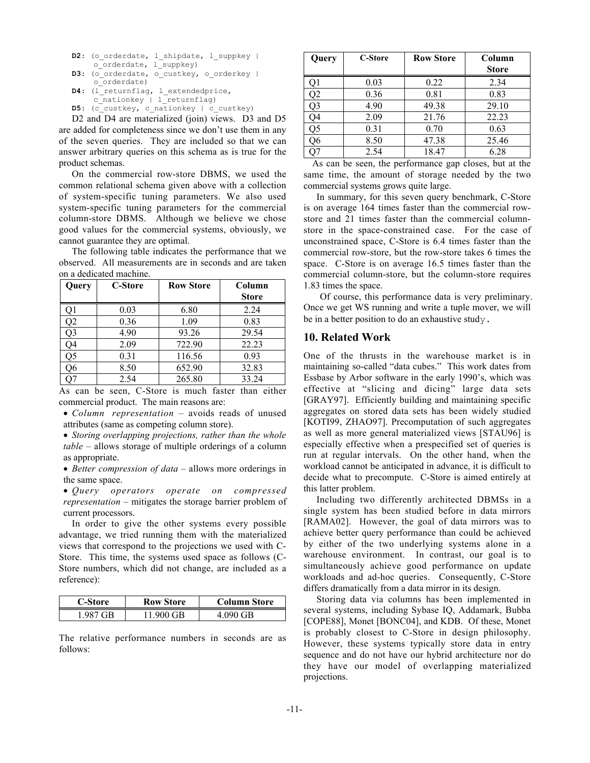```
D2: (o_orderdate, l_shipdate, l_suppkey |
     o_orderdate, l_suppkey)
D3: (o_orderdate, o_custkey, o_orderkey |
     o_orderdate)
D4: (l_returnflag, l_extendedprice,
     c_nationkey | l_returnflag)
D5: (c_custkey, c_nationkey | c_custkey)
```

D2 and D4 are materialized (join) views. D3 and D5 are added for completeness since we don't use them in any of the seven queries. They are included so that we can answer arbitrary queries on this schema as is true for the product schemas.

On the commercial row-store DBMS, we used the common relational schema given above with a collection of system-specific tuning parameters. We also used system-specific tuning parameters for the commercial column-store DBMS. Although we believe we chose good values for the commercial systems, obviously, we cannot guarantee they are optimal.

The following table indicates the performance that we observed. All measurements are in seconds and are taken on a dedicated machine.

| Query | C-Store | Row Store | Column Store |
|---|---|---|---|
| Q1 | 0.03 | 6.80 | 2.24 |
| Q2 | 0.36 | 1.09 | 0.83 |
| Q3 | 4.90 | 93.26 | 29.54 |
| Q4 | 2.09 | 722.90 | 22.23 |
| Q5 | 0.31 | 116.56 | 0.93 |
| Q6 | 8.50 | 652.90 | 32.83 |
| Q7 | 2.54 | 265.80 | 33.24 |

As can be seen, C-Store is much faster than either commercial product. The main reasons are:

- *Column representation* – avoids reads of unused attributes (same as competing column store).
- *Storing overlapping projections, rather than the whole table* – allows storage of multiple orderings of a column as appropriate.
- *Better compression of data* – allows more orderings in the same space.
- *Query operators operate on compressed representation* – mitigates the storage barrier problem of current processors.

In order to give the other systems every possible advantage, we tried running them with the materialized views that correspond to the projections we used with C-Store. This time, the systems used space as follows (C-Store numbers, which did not change, are included as a reference):

| C-Store | Row Store | Column Store |
|---|---|---|
| 1.987 GB | 11.900 GB | 4.090 GB |

The relative performance numbers in seconds are as follows:

| Query | C-Store | Row Store | Column Store |
|---|---|---|---|
| Q1 | 0.03 | 0.22 | 2.34 |
| Q2 | 0.36 | 0.81 | 0.83 |
| Q3 | 4.90 | 49.38 | 29.10 |
| Q4 | 2.09 | 21.76 | 22.23 |
| Q5 | 0.31 | 0.70 | 0.63 |
| Q6 | 8.50 | 47.38 | 25.46 |
| Q7 | 2.54 | 18.47 | 6.28 |

As can be seen, the performance gap closes, but at the same time, the amount of storage needed by the two commercial systems grows quite large.

In summary, for this seven query benchmark, C-Store is on average 164 times faster than the commercial row-store and 21 times faster than the commercial column-store in the space-constrained case. For the case of unconstrained space, C-Store is 6.4 times faster than the commercial row-store, but the row-store takes 6 times the space. C-Store is on average 16.5 times faster than the commercial column-store, but the column-store requires 1.83 times the space.

Of course, this performance data is very preliminary. Once we get WS running and write a tuple mover, we will be in a better position to do an exhaustive study.

## 10. Related Work

One of the thrusts in the warehouse market is in maintaining so-called "data cubes." This work dates from Essbase by Arbor software in the early 1990's, which was effective at "slicing and dicing" large data sets [GRAY97]. Efficiently building and maintaining specific aggregates on stored data sets has been widely studied [KOTI99, ZHAO97]. Precomputation of such aggregates as well as more general materialized views [STAU96] is especially effective when a prespecified set of queries is run at regular intervals. On the other hand, when the workload cannot be anticipated in advance, it is difficult to decide what to precompute. C-Store is aimed entirely at this latter problem.

Including two differently architected DBMSs in a single system has been studied before in data mirrors [RAMA02]. However, the goal of data mirrors was to achieve better query performance than could be achieved by either of the two underlying systems alone in a warehouse environment. In contrast, our goal is to simultaneously achieve good performance on update workloads and ad-hoc queries. Consequently, C-Store differs dramatically from a data mirror in its design.

Storing data via columns has been implemented in several systems, including Sybase IQ, Addamark, Bubba [COPE88], Monet [BONC04], and KDB. Of these, Monet is probably closest to C-Store in design philosophy. However, these systems typically store data in entry sequence and do not have our hybrid architecture nor do they have our model of overlapping materialized projections.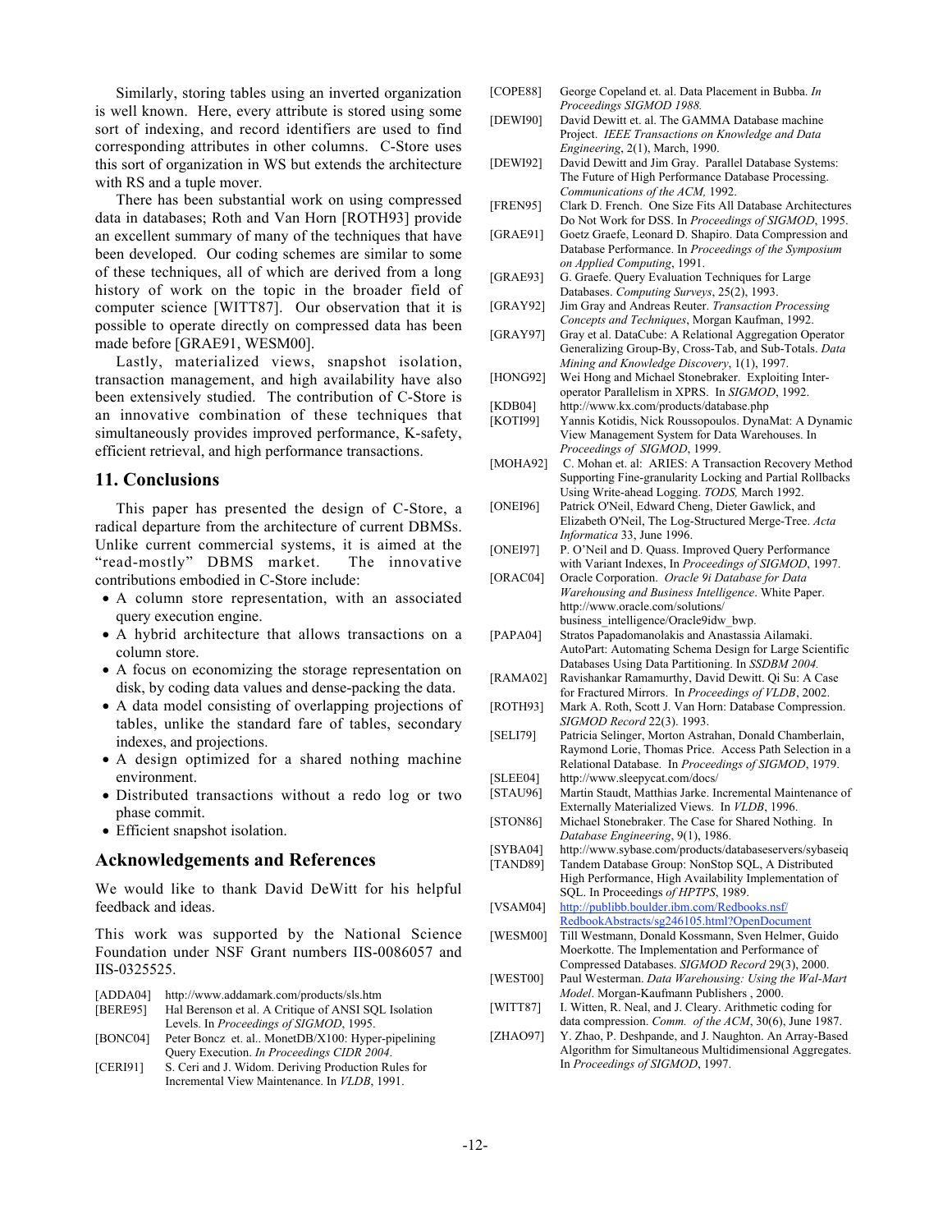Similarly, storing tables using an inverted organization is well known. Here, every attribute is stored using some sort of indexing, and record identifiers are used to find corresponding attributes in other columns. C-Store uses this sort of organization in WS but extends the architecture with RS and a tuple mover.

There has been substantial work on using compressed data in databases; Roth and Van Horn [ROTH93] provide an excellent summary of many of the techniques that have been developed. Our coding schemes are similar to some of these techniques, all of which are derived from a long history of work on the topic in the broader field of computer science [WITT87]. Our observation that it is possible to operate directly on compressed data has been made before [GRAE91, WESM00].

Lastly, materialized views, snapshot isolation, transaction management, and high availability have also been extensively studied. The contribution of C-Store is an innovative combination of these techniques that simultaneously provides improved performance, K-safety, efficient retrieval, and high performance transactions.

## 11. Conclusions

This paper has presented the design of C-Store, a radical departure from the architecture of current DBMSs. Unlike current commercial systems, it is aimed at the "read-mostly" DBMS market. The innovative contributions embodied in C-Store include:

- A column store representation, with an associated query execution engine.
- A hybrid architecture that allows transactions on a column store.
- A focus on economizing the storage representation on disk, by coding data values and dense-packing the data.
- A data model consisting of overlapping projections of tables, unlike the standard fare of tables, secondary indexes, and projections.
- A design optimized for a shared nothing machine environment.
- Distributed transactions without a redo log or two phase commit.
- Efficient snapshot isolation.

## Acknowledgements and References

We would like to thank David DeWitt for his helpful feedback and ideas.

This work was supported by the National Science Foundation under NSF Grant numbers IIS-0086057 and IIS-0325525.

[ADDA04] http://www.addamark.com/products/sls.htm

[BERE95] Hal Berenson et al. A Critique of ANSI SQL Isolation Levels. In *Proceedings of SIGMOD*, 1995.

[BONC04] Peter Boncz et. al.. MonetDB/X100: Hyper-pipelining Query Execution. *In Proceedings CIDR 2004*.

[CERI91] S. Ceri and J. Widom. Deriving Production Rules for Incremental View Maintenance. In *VLDB*, 1991.

[COPE88] George Copeland et. al. Data Placement in Bubba. *In Proceedings SIGMOD 1988.*

[DEWI90] David Dewitt et. al. The GAMMA Database machine Project. *IEEE Transactions on Knowledge and Data Engineering*, 2(1), March, 1990.

[DEWI92] David Dewitt and Jim Gray. Parallel Database Systems: The Future of High Performance Database Processing. *Communications of the ACM,* 1992.

[FREN95] Clark D. French. One Size Fits All Database Architectures Do Not Work for DSS. In *Proceedings of SIGMOD*, 1995.

[GRAE91] Goetz Graefe, Leonard D. Shapiro. Data Compression and Database Performance. In *Proceedings of the Symposium on Applied Computing*, 1991.

[GRAE93] G. Graefe. Query Evaluation Techniques for Large Databases. *Computing Surveys*, 25(2), 1993.

[GRAY92] Jim Gray and Andreas Reuter. *Transaction Processing Concepts and Techniques*, Morgan Kaufman, 1992.

[GRAY97] Gray et al. DataCube: A Relational Aggregation Operator Generalizing Group-By, Cross-Tab, and Sub-Totals. *Data Mining and Knowledge Discovery*, 1(1), 1997.

[HONG92] Wei Hong and Michael Stonebraker. Exploiting Inter-operator Parallelism in XPRS. In *SIGMOD*, 1992.

[KDB04] http://www.kx.com/products/database.php

[KOTI99] Yannis Kotidis, Nick Roussopoulos. DynaMat: A Dynamic View Management System for Data Warehouses. In *Proceedings of SIGMOD*, 1999.

[MOHA92] C. Mohan et. al: ARIES: A Transaction Recovery Method Supporting Fine-granularity Locking and Partial Rollbacks Using Write-ahead Logging. *TODS,* March 1992.

[ONEI96] Patrick O'Neil, Edward Cheng, Dieter Gawlick, and Elizabeth O'Neil, The Log-Structured Merge-Tree. *Acta Informatica* 33, June 1996.

[ONEI97] P. O'Neil and D. Quass. Improved Query Performance with Variant Indexes, In *Proceedings of SIGMOD*, 1997.

[ORAC04] Oracle Corporation. *Oracle 9i Database for Data Warehousing and Business Intelligence*. White Paper. http://www.oracle.com/solutions/ business_intelligence/Oracle9idw_bwp.

[PAPA04] Stratos Papadomanolakis and Anastassia Ailamaki. AutoPart: Automating Schema Design for Large Scientific Databases Using Data Partitioning. In *SSDBM 2004.*

[RAMA02] Ravishankar Ramamurthy, David Dewitt. Qi Su: A Case for Fractured Mirrors. In *Proceedings of VLDB*, 2002.

[ROTH93] Mark A. Roth, Scott J. Van Horn: Database Compression. *SIGMOD Record* 22(3). 1993.

[SELI79] Patricia Selinger, Morton Astrahan, Donald Chamberlain, Raymond Lorie, Thomas Price. Access Path Selection in a Relational Database. In *Proceedings of SIGMOD*, 1979.

[SLEE04] http://www.sleepycat.com/docs/

[STAU96] Martin Staudt, Matthias Jarke. Incremental Maintenance of Externally Materialized Views. In *VLDB*, 1996.

[STON86] Michael Stonebraker. The Case for Shared Nothing. In *Database Engineering*, 9(1), 1986.

[SYBA04] http://www.sybase.com/products/databaseservers/sybaseiq

[TAND89] Tandem Database Group: NonStop SQL, A Distributed High Performance, High Availability Implementation of SQL. In Proceedings *of HPTPS*, 1989.

[VSAM04] http://publibb.boulder.ibm.com/Redbooks.nsf/RedbookAbstracts/sg246105.html?OpenDocument

[WESM00] Till Westmann, Donald Kossmann, Sven Helmer, Guido Moerkotte. The Implementation and Performance of Compressed Databases. *SIGMOD Record* 29(3), 2000.

[WEST00] Paul Westerman. *Data Warehousing: Using the Wal-Mart Model*. Morgan-Kaufmann Publishers , 2000.

[WITT87] I. Witten, R. Neal, and J. Cleary. Arithmetic coding for data compression. *Comm. of the ACM*, 30(6), June 1987.

[ZHAO97] Y. Zhao, P. Deshpande, and J. Naughton. An Array-Based Algorithm for Simultaneous Multidimensional Aggregates. In *Proceedings of SIGMOD*, 1997.